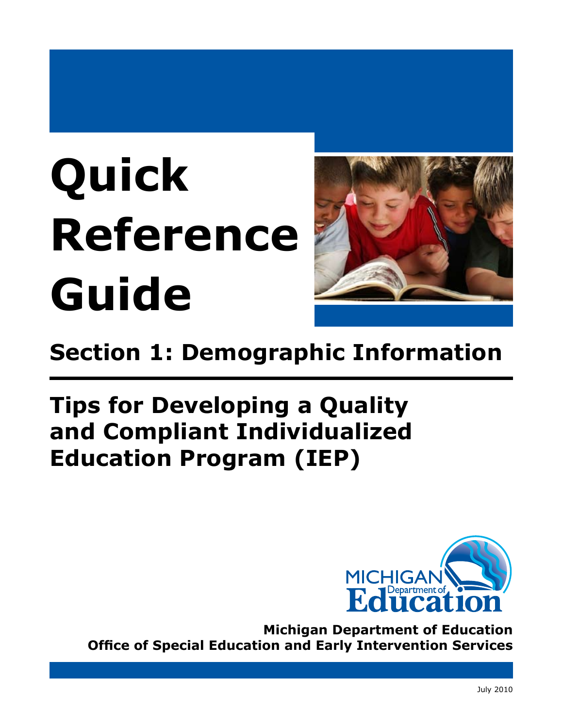# Quick Reference Guide

## Section 1: Demographic Information

## Tips for Developing a Quality and Compliant Individualized Education Program (IEP)

**Michigan Department of Education**
**Office of Special Education and Early Intervention Services**

July 2010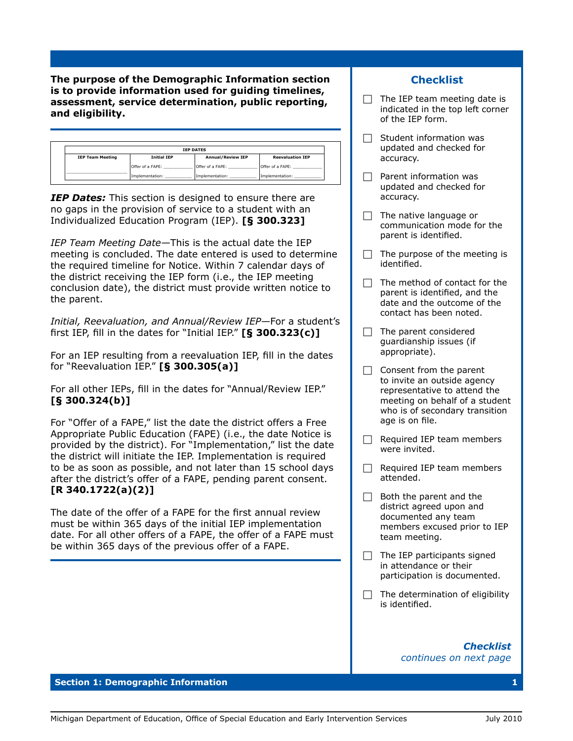**The purpose of the Demographic Information section is to provide information used for guiding timelines, assessment, service determination, public reporting, and eligibility.**

| IEP DATES | | | |
|---|---|---|---|
| IEP Team Meeting | Initial IEP | Annual/Review IEP | Reevaluation IEP |
| ____________ | Offer of a FAPE: ________ | Offer of a FAPE: ________ | Offer of a FAPE: ________ |
| | Implementation: ________ | Implementation: ________ | Implementation: ________ |

***IEP Dates:*** This section is designed to ensure there are no gaps in the provision of service to a student with an Individualized Education Program (IEP). **[§ 300.323]**

*IEP Team Meeting Date*—This is the actual date the IEP meeting is concluded. The date entered is used to determine the required timeline for Notice. Within 7 calendar days of the district receiving the IEP form (i.e., the IEP meeting conclusion date), the district must provide written notice to the parent.

*Initial, Reevaluation, and Annual/Review IEP*—For a student's first IEP, fill in the dates for "Initial IEP." **[§ 300.323(c)]**

For an IEP resulting from a reevaluation IEP, fill in the dates for "Reevaluation IEP." **[§ 300.305(a)]**

For all other IEPs, fill in the dates for "Annual/Review IEP." **[§ 300.324(b)]**

For "Offer of a FAPE," list the date the district offers a Free Appropriate Public Education (FAPE) (i.e., the date Notice is provided by the district). For "Implementation," list the date the district will initiate the IEP. Implementation is required to be as soon as possible, and not later than 15 school days after the district's offer of a FAPE, pending parent consent. **[R 340.1722(a)(2)]**

The date of the offer of a FAPE for the first annual review must be within 365 days of the initial IEP implementation date. For all other offers of a FAPE, the offer of a FAPE must be within 365 days of the previous offer of a FAPE.

## Checklist

- ☐ The IEP team meeting date is indicated in the top left corner of the IEP form.
- ☐ Student information was updated and checked for accuracy.
- ☐ Parent information was updated and checked for accuracy.
- ☐ The native language or communication mode for the parent is identified.
- ☐ The purpose of the meeting is identified.
- ☐ The method of contact for the parent is identified, and the date and the outcome of the contact has been noted.
- ☐ The parent considered guardianship issues (if appropriate).
- ☐ Consent from the parent to invite an outside agency representative to attend the meeting on behalf of a student who is of secondary transition age is on file.
- ☐ Required IEP team members were invited.
- ☐ Required IEP team members attended.
- ☐ Both the parent and the district agreed upon and documented any team members excused prior to IEP team meeting.
- ☐ The IEP participants signed in attendance or their participation is documented.
- ☐ The determination of eligibility is identified.

***Checklist*** *continues on next page*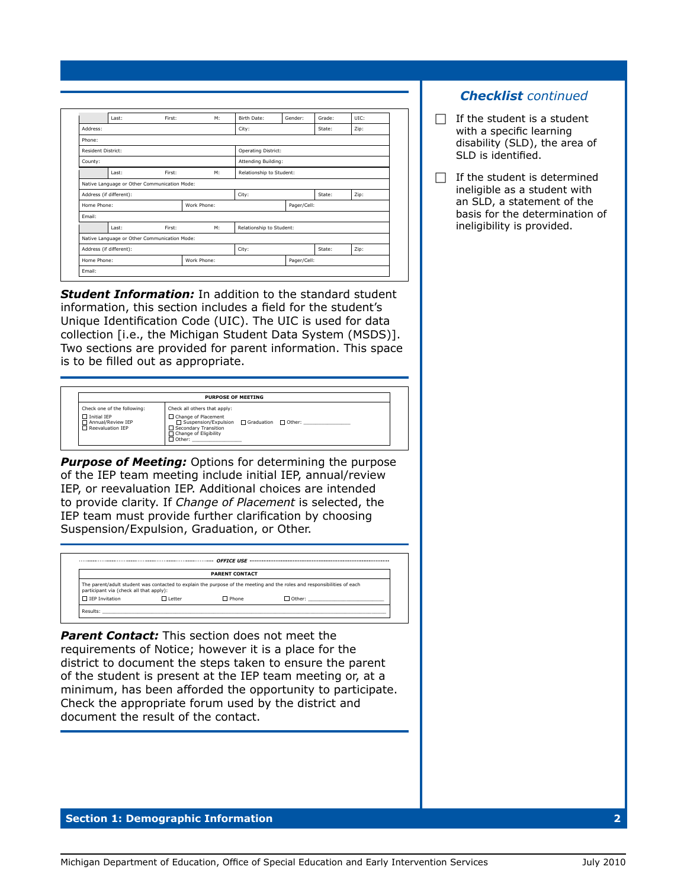| | Last: | First: | M: | Birth Date: | Gender: | Grade: | UIC: |
|---|---|---|---|---|---|---|---|
| Address: | | | | City: | | State: | Zip: |
| Phone: | | | | | | | |
| Resident District: | | | | Operating District: | | | |
| County: | | | | Attending Building: | | | |
| | Last: | First: | M: | Relationship to Student: | | | |
| Native Language or Other Communication Mode: | | | | | | | |
| Address (if different): | | | | City: | | State: | Zip: |
| Home Phone: | | Work Phone: | | | Pager/Cell: | | |
| Email: | | | | | | | |
| | Last: | First: | M: | Relationship to Student: | | | |
| Native Language or Other Communication Mode: | | | | | | | |
| Address (if different): | | | | City: | | State: | Zip: |
| Home Phone: | | Work Phone: | | | Pager/Cell: | | |
| Email: | | | | | | | |

***Student Information:*** In addition to the standard student information, this section includes a field for the student's Unique Identification Code (UIC). The UIC is used for data collection [i.e., the Michigan Student Data System (MSDS)]. Two sections are provided for parent information. This space is to be filled out as appropriate.

| PURPOSE OF MEETING | |
|---|---|
| Check one of the following:<br>☐ Initial IEP<br>☐ Annual/Review IEP<br>☐ Reevaluation IEP | Check all others that apply:<br>☐ Change of Placement<br>☐ Suspension/Expulsion ☐ Graduation ☐ Other: ______<br>☐ Secondary Transition<br>☐ Change of Eligibility<br>☐ Other: ______ |

***Purpose of Meeting:*** Options for determining the purpose of the IEP team meeting include initial IEP, annual/review IEP, or reevaluation IEP. Additional choices are intended to provide clarity. If *Change of Placement* is selected, the IEP team must provide further clarification by choosing Suspension/Expulsion, Graduation, or Other.

*OFFICE USE*

| PARENT CONTACT | | | |
|---|---|---|---|
| The parent/adult student was contacted to explain the purpose of the meeting and the roles and responsibilities of each participant via (check all that apply): | | | |
| ☐ IEP Invitation | ☐ Letter | ☐ Phone | ☐ Other: ______ |
| Results: ______ | | | |

***Parent Contact:*** This section does not meet the requirements of Notice; however it is a place for the district to document the steps taken to ensure the parent of the student is present at the IEP team meeting or, at a minimum, has been afforded the opportunity to participate. Check the appropriate forum used by the district and document the result of the contact.

## ***Checklist*** *continued*

- ☐ If the student is a student with a specific learning disability (SLD), the area of SLD is identified.
- ☐ If the student is determined ineligible as a student with an SLD, a statement of the basis for the determination of ineligibility is provided.

**Section 1: Demographic Information**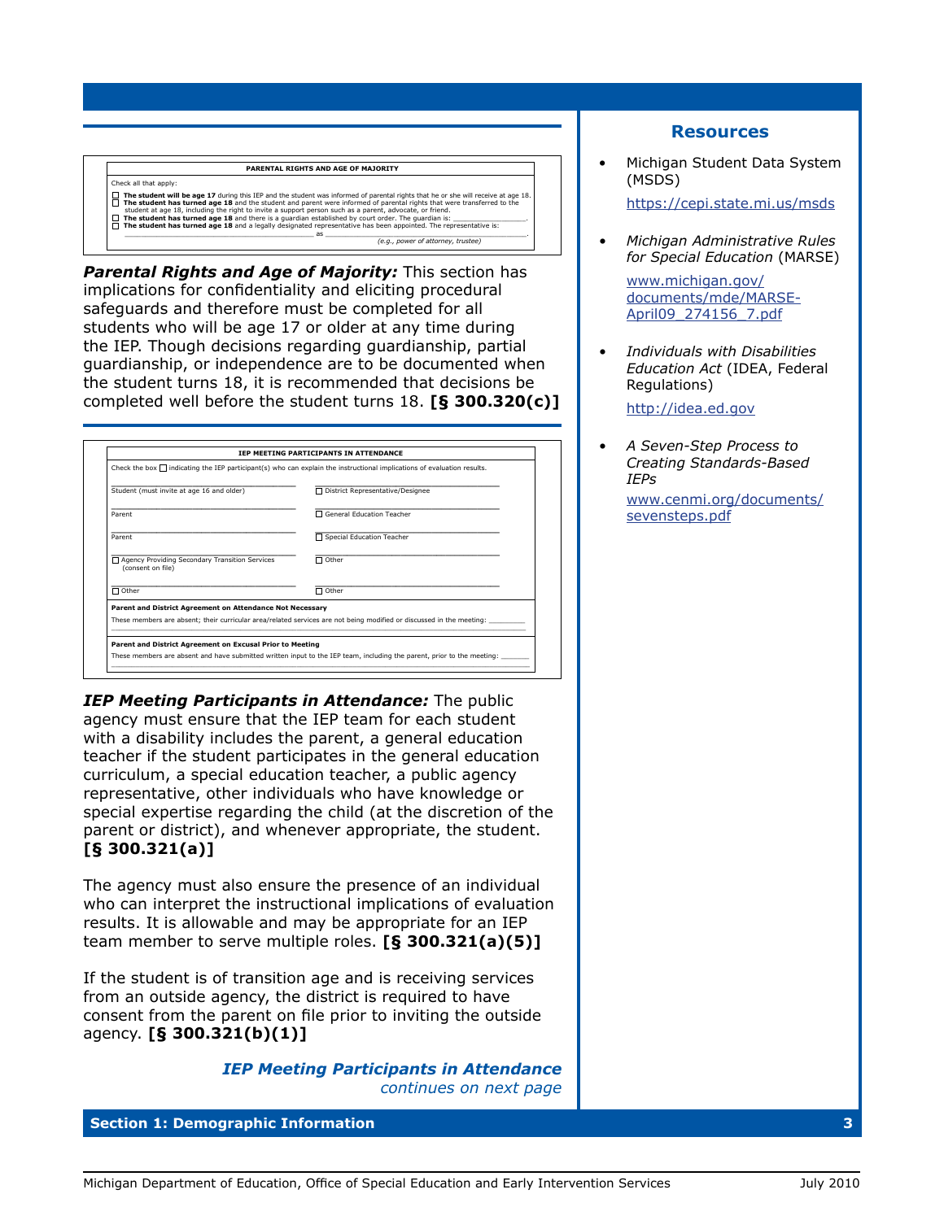**PARENTAL RIGHTS AND AGE OF MAJORITY**

Check all that apply:

- ☐ **The student will be age 17** during this IEP and the student was informed of parental rights that he or she will receive at age 18.
- ☐ **The student has turned age 18** and the student and parent were informed of parental rights that were transferred to the student at age 18, including the right to invite a support person such as a parent, advocate, or friend.
- ☐ **The student has turned age 18** and there is a guardian established by court order. The guardian is: ________________.
- ☐ **The student has turned age 18** and a legally designated representative has been appointed. The representative is: ________________ as ________________ *(e.g., power of attorney, trustee)*

***Parental Rights and Age of Majority:*** This section has implications for confidentiality and eliciting procedural safeguards and therefore must be completed for all students who will be age 17 or older at any time during the IEP. Though decisions regarding guardianship, partial guardianship, or independence are to be documented when the student turns 18, it is recommended that decisions be completed well before the student turns 18. **[§ 300.320(c)]**

**IEP MEETING PARTICIPANTS IN ATTENDANCE**

Check the box ☐ indicating the IEP participant(s) who can explain the instructional implications of evaluation results.

| | |
|---|---|
| Student (must invite at age 16 and older) | ☐ District Representative/Designee |
| Parent | ☐ General Education Teacher |
| Parent | ☐ Special Education Teacher |
| ☐ Agency Providing Secondary Transition Services (consent on file) | ☐ Other |
| ☐ Other | ☐ Other |

**Parent and District Agreement on Attendance Not Necessary**

These members are absent; their curricular area/related services are not being modified or discussed in the meeting: ________

**Parent and District Agreement on Excusal Prior to Meeting**

These members are absent and have submitted written input to the IEP team, including the parent, prior to the meeting: ________

***IEP Meeting Participants in Attendance:*** The public agency must ensure that the IEP team for each student with a disability includes the parent, a general education teacher if the student participates in the general education curriculum, a special education teacher, a public agency representative, other individuals who have knowledge or special expertise regarding the child (at the discretion of the parent or district), and whenever appropriate, the student. **[§ 300.321(a)]**

The agency must also ensure the presence of an individual who can interpret the instructional implications of evaluation results. It is allowable and may be appropriate for an IEP team member to serve multiple roles. **[§ 300.321(a)(5)]**

If the student is of transition age and is receiving services from an outside agency, the district is required to have consent from the parent on file prior to inviting the outside agency. **[§ 300.321(b)(1)]**

***IEP Meeting Participants in Attendance*** *continues on next page*

## Resources

- Michigan Student Data System (MSDS)
  https://cepi.state.mi.us/msds
- *Michigan Administrative Rules for Special Education* (MARSE)
  www.michigan.gov/documents/mde/MARSE-April09_274156_7.pdf
- *Individuals with Disabilities Education Act* (IDEA, Federal Regulations)
  http://idea.ed.gov
- *A Seven-Step Process to Creating Standards-Based IEPs*
  www.cenmi.org/documents/sevensteps.pdf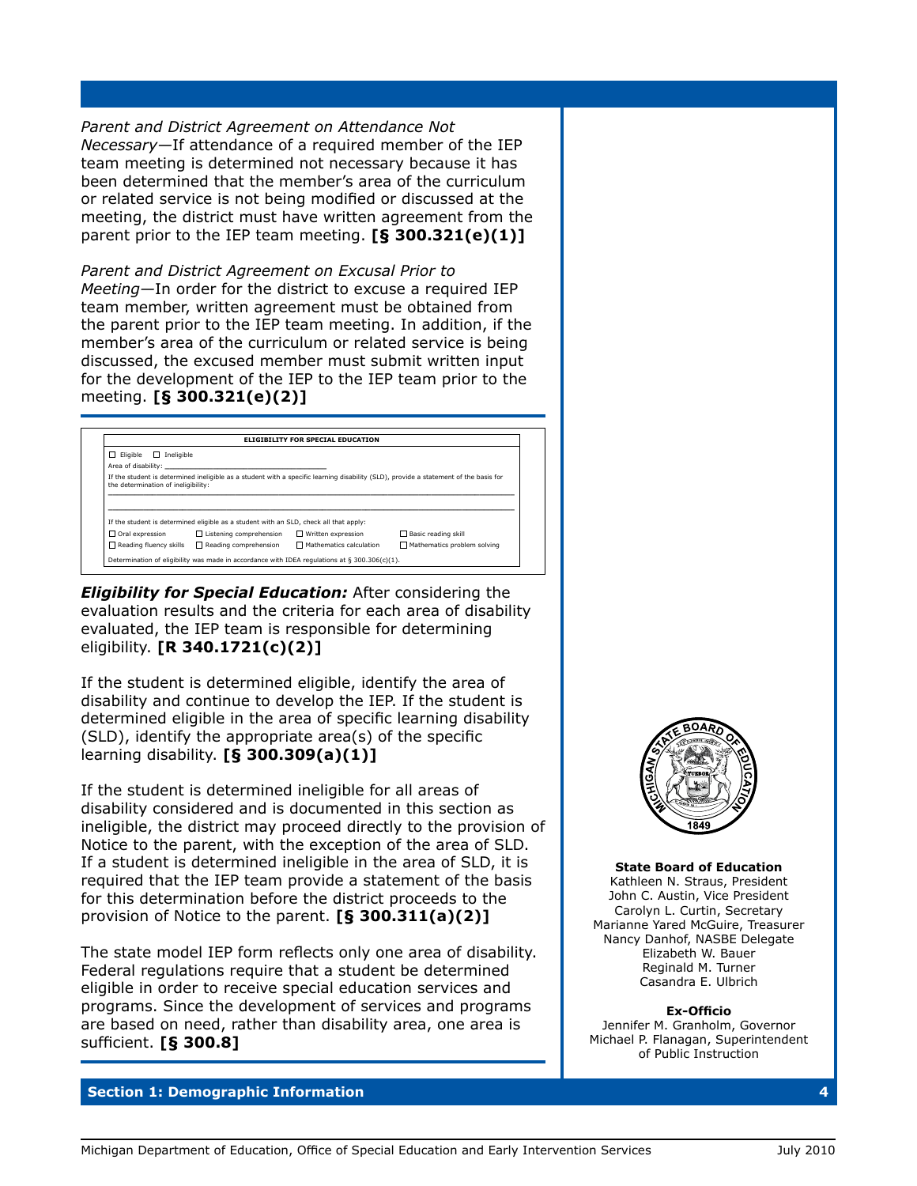*Parent and District Agreement on Attendance Not Necessary*—If attendance of a required member of the IEP team meeting is determined not necessary because it has been determined that the member's area of the curriculum or related service is not being modified or discussed at the meeting, the district must have written agreement from the parent prior to the IEP team meeting. **[§ 300.321(e)(1)]**

*Parent and District Agreement on Excusal Prior to Meeting*—In order for the district to excuse a required IEP team member, written agreement must be obtained from the parent prior to the IEP team meeting. In addition, if the member's area of the curriculum or related service is being discussed, the excused member must submit written input for the development of the IEP to the IEP team prior to the meeting. **[§ 300.321(e)(2)]**

**ELIGIBILITY FOR SPECIAL EDUCATION**

☐ Eligible ☐ Ineligible

Area of disability: ______________________________

If the student is determined ineligible as a student with a specific learning disability (SLD), provide a statement of the basis for the determination of ineligibility:

______________________________

______________________________

If the student is determined eligible as a student with an SLD, check all that apply:

| | | | |
|---|---|---|---|
| ☐ Oral expression | ☐ Listening comprehension | ☐ Written expression | ☐ Basic reading skill |
| ☐ Reading fluency skills | ☐ Reading comprehension | ☐ Mathematics calculation | ☐ Mathematics problem solving |

Determination of eligibility was made in accordance with IDEA regulations at § 300.306(c)(1).

***Eligibility for Special Education:*** After considering the evaluation results and the criteria for each area of disability evaluated, the IEP team is responsible for determining eligibility. **[R 340.1721(c)(2)]**

If the student is determined eligible, identify the area of disability and continue to develop the IEP. If the student is determined eligible in the area of specific learning disability (SLD), identify the appropriate area(s) of the specific learning disability. **[§ 300.309(a)(1)]**

If the student is determined ineligible for all areas of disability considered and is documented in this section as ineligible, the district may proceed directly to the provision of Notice to the parent, with the exception of the area of SLD. If a student is determined ineligible in the area of SLD, it is required that the IEP team provide a statement of the basis for this determination before the district proceeds to the provision of Notice to the parent. **[§ 300.311(a)(2)]**

The state model IEP form reflects only one area of disability. Federal regulations require that a student be determined eligible in order to receive special education services and programs. Since the development of services and programs are based on need, rather than disability area, one area is sufficient. **[§ 300.8]**

**State Board of Education**
Kathleen N. Straus, President
John C. Austin, Vice President
Carolyn L. Curtin, Secretary
Marianne Yared McGuire, Treasurer
Nancy Danhof, NASBE Delegate
Elizabeth W. Bauer
Reginald M. Turner
Casandra E. Ulbrich

**Ex-Officio**
Jennifer M. Granholm, Governor
Michael P. Flanagan, Superintendent of Public Instruction